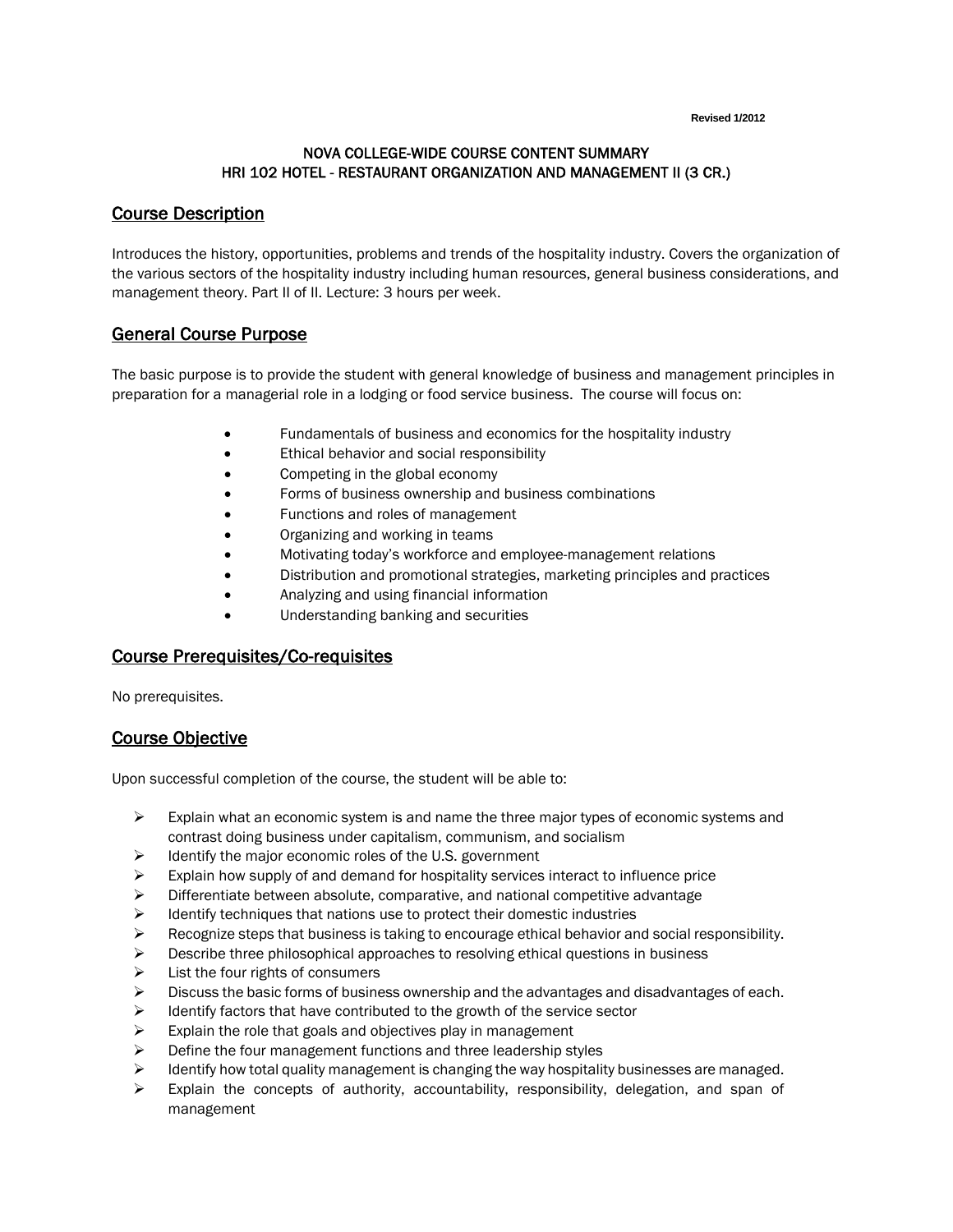**Revised 1/2012**

NOVA COLLEGE-WIDE COURSE CONTENT SUMMARY
HRI 102 HOTEL - RESTAURANT ORGANIZATION AND MANAGEMENT II (3 CR.)

## Course Description

Introduces the history, opportunities, problems and trends of the hospitality industry. Covers the organization of the various sectors of the hospitality industry including human resources, general business considerations, and management theory. Part II of II. Lecture: 3 hours per week.

## General Course Purpose

The basic purpose is to provide the student with general knowledge of business and management principles in preparation for a managerial role in a lodging or food service business. The course will focus on:

- Fundamentals of business and economics for the hospitality industry
- Ethical behavior and social responsibility
- Competing in the global economy
- Forms of business ownership and business combinations
- Functions and roles of management
- Organizing and working in teams
- Motivating today's workforce and employee-management relations
- Distribution and promotional strategies, marketing principles and practices
- Analyzing and using financial information
- Understanding banking and securities

## Course Prerequisites/Co-requisites

No prerequisites.

## Course Objective

Upon successful completion of the course, the student will be able to:

- Explain what an economic system is and name the three major types of economic systems and contrast doing business under capitalism, communism, and socialism
- Identify the major economic roles of the U.S. government
- Explain how supply of and demand for hospitality services interact to influence price
- Differentiate between absolute, comparative, and national competitive advantage
- Identify techniques that nations use to protect their domestic industries
- Recognize steps that business is taking to encourage ethical behavior and social responsibility.
- Describe three philosophical approaches to resolving ethical questions in business
- List the four rights of consumers
- Discuss the basic forms of business ownership and the advantages and disadvantages of each.
- Identify factors that have contributed to the growth of the service sector
- Explain the role that goals and objectives play in management
- Define the four management functions and three leadership styles
- Identify how total quality management is changing the way hospitality businesses are managed.
- Explain the concepts of authority, accountability, responsibility, delegation, and span of management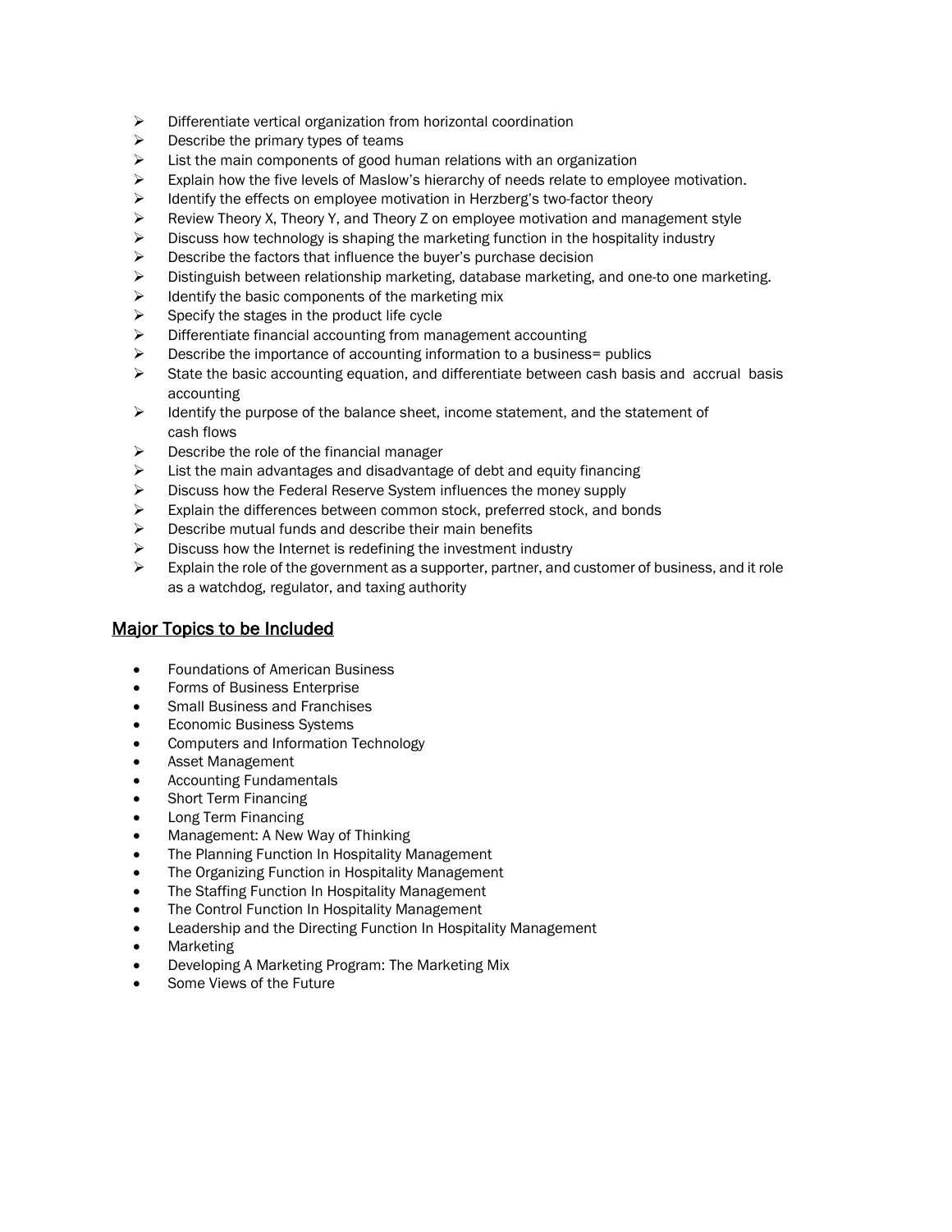- Differentiate vertical organization from horizontal coordination
- Describe the primary types of teams
- List the main components of good human relations with an organization
- Explain how the five levels of Maslow's hierarchy of needs relate to employee motivation.
- Identify the effects on employee motivation in Herzberg's two-factor theory
- Review Theory X, Theory Y, and Theory Z on employee motivation and management style
- Discuss how technology is shaping the marketing function in the hospitality industry
- Describe the factors that influence the buyer's purchase decision
- Distinguish between relationship marketing, database marketing, and one-to one marketing.
- Identify the basic components of the marketing mix
- Specify the stages in the product life cycle
- Differentiate financial accounting from management accounting
- Describe the importance of accounting information to a business= publics
- State the basic accounting equation, and differentiate between cash basis and accrual basis accounting
- Identify the purpose of the balance sheet, income statement, and the statement of cash flows
- Describe the role of the financial manager
- List the main advantages and disadvantage of debt and equity financing
- Discuss how the Federal Reserve System influences the money supply
- Explain the differences between common stock, preferred stock, and bonds
- Describe mutual funds and describe their main benefits
- Discuss how the Internet is redefining the investment industry
- Explain the role of the government as a supporter, partner, and customer of business, and it role as a watchdog, regulator, and taxing authority

## Major Topics to be Included

- Foundations of American Business
- Forms of Business Enterprise
- Small Business and Franchises
- Economic Business Systems
- Computers and Information Technology
- Asset Management
- Accounting Fundamentals
- Short Term Financing
- Long Term Financing
- Management: A New Way of Thinking
- The Planning Function In Hospitality Management
- The Organizing Function in Hospitality Management
- The Staffing Function In Hospitality Management
- The Control Function In Hospitality Management
- Leadership and the Directing Function In Hospitality Management
- Marketing
- Developing A Marketing Program: The Marketing Mix
- Some Views of the Future